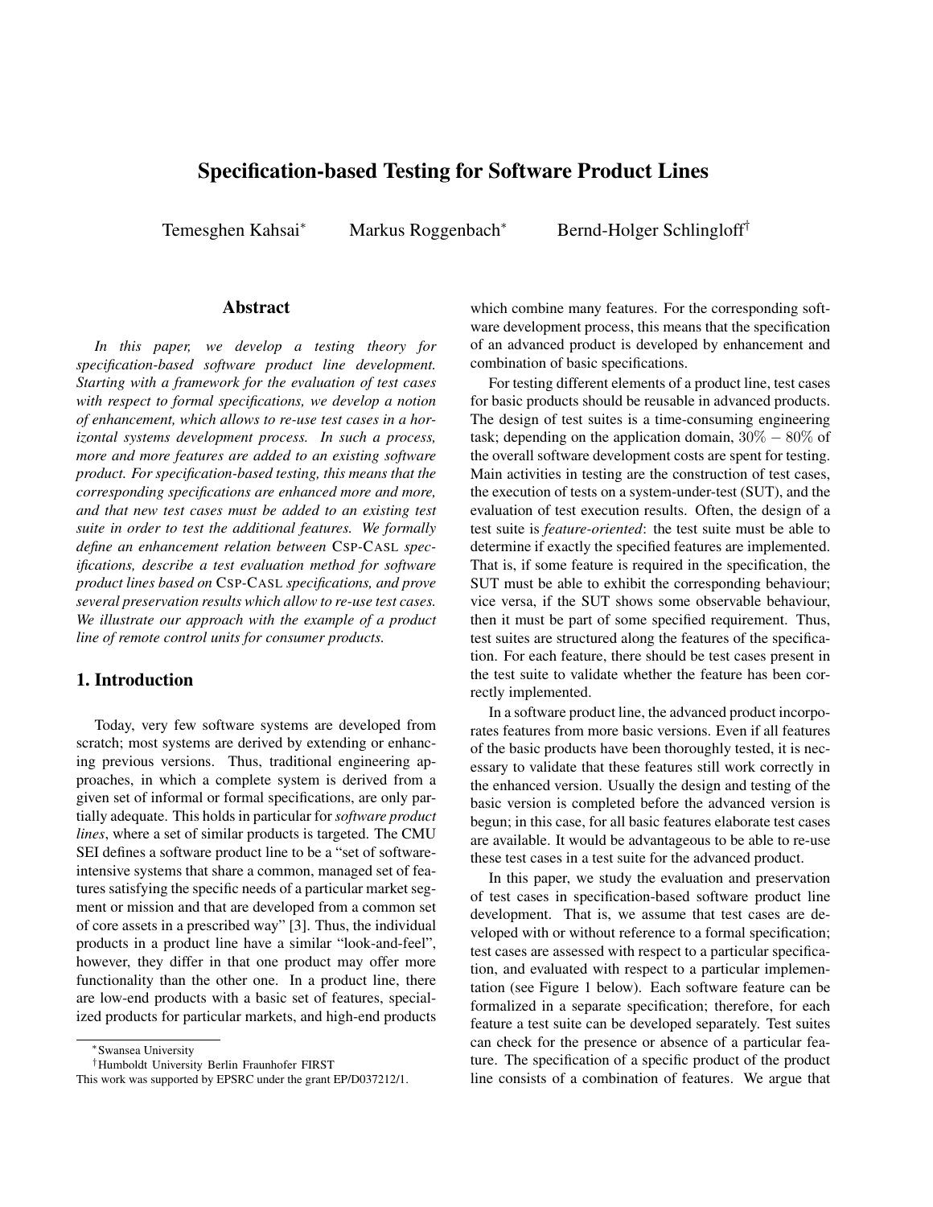# Specification-based Testing for Software Product Lines

Temesghen Kahsai[*] Markus Roggenbach[*] Bernd-Holger Schlingloff[†]

## Abstract

*In this paper, we develop a testing theory for specification-based software product line development. Starting with a framework for the evaluation of test cases with respect to formal specifications, we develop a notion of enhancement, which allows to re-use test cases in a horizontal systems development process. In such a process, more and more features are added to an existing software product. For specification-based testing, this means that the corresponding specifications are enhanced more and more, and that new test cases must be added to an existing test suite in order to test the additional features. We formally define an enhancement relation between* CSP-CASL *specifications, describe a test evaluation method for software product lines based on* CSP-CASL *specifications, and prove several preservation results which allow to re-use test cases. We illustrate our approach with the example of a product line of remote control units for consumer products.*

## 1. Introduction

Today, very few software systems are developed from scratch; most systems are derived by extending or enhancing previous versions. Thus, traditional engineering approaches, in which a complete system is derived from a given set of informal or formal specifications, are only partially adequate. This holds in particular for *software product lines*, where a set of similar products is targeted. The CMU SEI defines a software product line to be a "set of software-intensive systems that share a common, managed set of features satisfying the specific needs of a particular market segment or mission and that are developed from a common set of core assets in a prescribed way" [3]. Thus, the individual products in a product line have a similar "look-and-feel", however, they differ in that one product may offer more functionality than the other one. In a product line, there are low-end products with a basic set of features, specialized products for particular markets, and high-end products which combine many features. For the corresponding software development process, this means that the specification of an advanced product is developed by enhancement and combination of basic specifications.

For testing different elements of a product line, test cases for basic products should be reusable in advanced products. The design of test suites is a time-consuming engineering task; depending on the application domain, $30\% - 80\%$ of the overall software development costs are spent for testing. Main activities in testing are the construction of test cases, the execution of tests on a system-under-test (SUT), and the evaluation of test execution results. Often, the design of a test suite is *feature-oriented*: the test suite must be able to determine if exactly the specified features are implemented. That is, if some feature is required in the specification, the SUT must be able to exhibit the corresponding behaviour; vice versa, if the SUT shows some observable behaviour, then it must be part of some specified requirement. Thus, test suites are structured along the features of the specification. For each feature, there should be test cases present in the test suite to validate whether the feature has been correctly implemented.

In a software product line, the advanced product incorporates features from more basic versions. Even if all features of the basic products have been thoroughly tested, it is necessary to validate that these features still work correctly in the enhanced version. Usually the design and testing of the basic version is completed before the advanced version is begun; in this case, for all basic features elaborate test cases are available. It would be advantageous to be able to re-use these test cases in a test suite for the advanced product.

In this paper, we study the evaluation and preservation of test cases in specification-based software product line development. That is, we assume that test cases are developed with or without reference to a formal specification; test cases are assessed with respect to a particular specification, and evaluated with respect to a particular implementation (see Figure 1 below). Each software feature can be formalized in a separate specification; therefore, for each feature a test suite can be developed separately. Test suites can check for the presence or absence of a particular feature. The specification of a specific product of the product line consists of a combination of features. We argue that

---

[*] Swansea University

[†] Humboldt University Berlin Fraunhofer FIRST

This work was supported by EPSRC under the grant EP/D037212/1.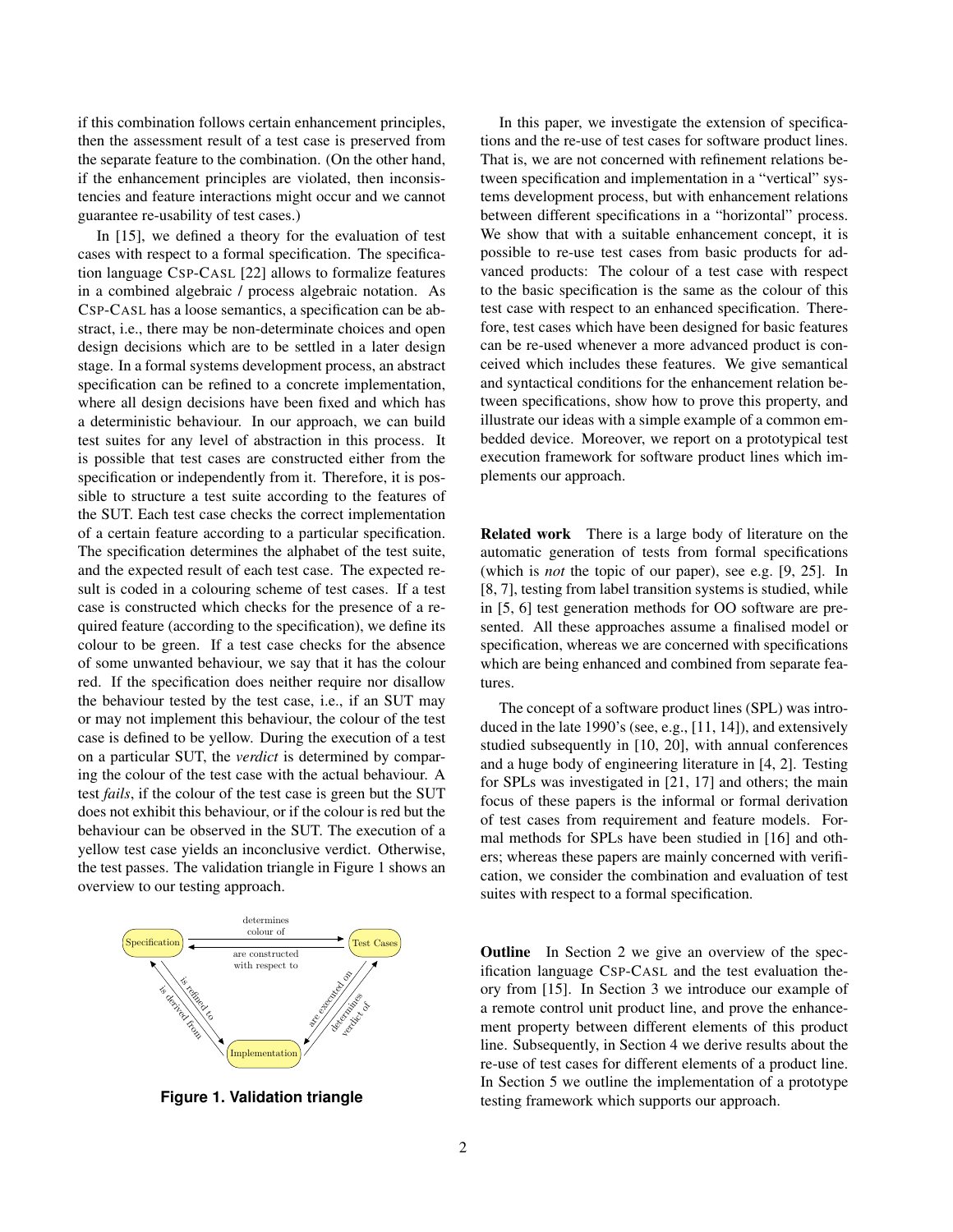if this combination follows certain enhancement principles, then the assessment result of a test case is preserved from the separate feature to the combination. (On the other hand, if the enhancement principles are violated, then inconsistencies and feature interactions might occur and we cannot guarantee re-usability of test cases.)

In [15], we defined a theory for the evaluation of test cases with respect to a formal specification. The specification language CSP-CASL [22] allows to formalize features in a combined algebraic / process algebraic notation. As CSP-CASL has a loose semantics, a specification can be abstract, i.e., there may be non-determinate choices and open design decisions which are to be settled in a later design stage. In a formal systems development process, an abstract specification can be refined to a concrete implementation, where all design decisions have been fixed and which has a deterministic behaviour. In our approach, we can build test suites for any level of abstraction in this process. It is possible that test cases are constructed either from the specification or independently from it. Therefore, it is possible to structure a test suite according to the features of the SUT. Each test case checks the correct implementation of a certain feature according to a particular specification. The specification determines the alphabet of the test suite, and the expected result of each test case. The expected result is coded in a colouring scheme of test cases. If a test case is constructed which checks for the presence of a required feature (according to the specification), we define its colour to be green. If a test case checks for the absence of some unwanted behaviour, we say that it has the colour red. If the specification does neither require nor disallow the behaviour tested by the test case, i.e., if an SUT may or may not implement this behaviour, the colour of the test case is defined to be yellow. During the execution of a test on a particular SUT, the *verdict* is determined by comparing the colour of the test case with the actual behaviour. A test *fails*, if the colour of the test case is green but the SUT does not exhibit this behaviour, or if the colour is red but the behaviour can be observed in the SUT. The execution of a yellow test case yields an inconclusive verdict. Otherwise, the test passes. The validation triangle in Figure 1 shows an overview to our testing approach.

Specification
determines colour of
are constructed with respect to
Test Cases
is refined to
is derived from
are executed on
determines verdict of
Implementation

**Figure 1. Validation triangle**

In this paper, we investigate the extension of specifications and the re-use of test cases for software product lines. That is, we are not concerned with refinement relations between specification and implementation in a "vertical" systems development process, but with enhancement relations between different specifications in a "horizontal" process. We show that with a suitable enhancement concept, it is possible to re-use test cases from basic products for advanced products: The colour of a test case with respect to the basic specification is the same as the colour of this test case with respect to an enhanced specification. Therefore, test cases which have been designed for basic features can be re-used whenever a more advanced product is conceived which includes these features. We give semantical and syntactical conditions for the enhancement relation between specifications, show how to prove this property, and illustrate our ideas with a simple example of a common embedded device. Moreover, we report on a prototypical test execution framework for software product lines which implements our approach.

**Related work** There is a large body of literature on the automatic generation of tests from formal specifications (which is *not* the topic of our paper), see e.g. [9, 25]. In [8, 7], testing from label transition systems is studied, while in [5, 6] test generation methods for OO software are presented. All these approaches assume a finalised model or specification, whereas we are concerned with specifications which are being enhanced and combined from separate features.

The concept of a software product lines (SPL) was introduced in the late 1990's (see, e.g., [11, 14]), and extensively studied subsequently in [10, 20], with annual conferences and a huge body of engineering literature in [4, 2]. Testing for SPLs was investigated in [21, 17] and others; the main focus of these papers is the informal or formal derivation of test cases from requirement and feature models. Formal methods for SPLs have been studied in [16] and others; whereas these papers are mainly concerned with verification, we consider the combination and evaluation of test suites with respect to a formal specification.

**Outline** In Section 2 we give an overview of the specification language CSP-CASL and the test evaluation theory from [15]. In Section 3 we introduce our example of a remote control unit product line, and prove the enhancement property between different elements of this product line. Subsequently, in Section 4 we derive results about the re-use of test cases for different elements of a product line. In Section 5 we outline the implementation of a prototype testing framework which supports our approach.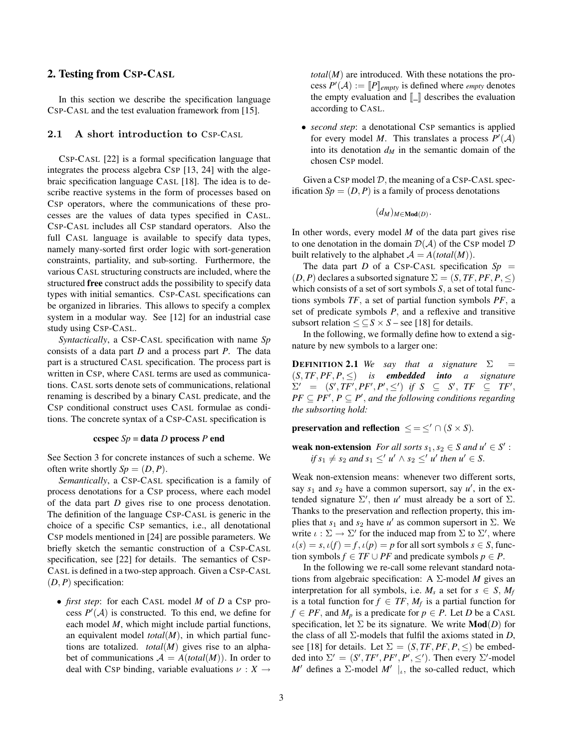## 2. Testing from CSP-CASL

In this section we describe the specification language CSP-CASL and the test evaluation framework from [15].

### 2.1 A short introduction to CSP-CASL

CSP-CASL [22] is a formal specification language that integrates the process algebra CSP [13, 24] with the algebraic specification language CASL [18]. The idea is to describe reactive systems in the form of processes based on CSP operators, where the communications of these processes are the values of data types specified in CASL. CSP-CASL includes all CSP standard operators. Also the full CASL language is available to specify data types, namely many-sorted first order logic with sort-generation constraints, partiality, and sub-sorting. Furthermore, the various CASL structuring constructs are included, where the structured **free** construct adds the possibility to specify data types with initial semantics. CSP-CASL specifications can be organized in libraries. This allows to specify a complex system in a modular way. See [12] for an industrial case study using CSP-CASL.

*Syntactically*, a CSP-CASL specification with name $Sp$ consists of a data part $D$ and a process part $P$. The data part is a structured CASL specification. The process part is written in CSP, where CASL terms are used as communications. CASL sorts denote sets of communications, relational renaming is described by a binary CASL predicate, and the CSP conditional construct uses CASL formulae as conditions. The concrete syntax of a CSP-CASL specification is

**ccspec** $Sp$ = **data** $D$ **process** $P$ **end**

See Section 3 for concrete instances of such a scheme. We often write shortly $Sp = (D,P)$.

*Semantically*, a CSP-CASL specification is a family of process denotations for a CSP process, where each model of the data part $D$ gives rise to one process denotation. The definition of the language CSP-CASL is generic in the choice of a specific CSP semantics, i.e., all denotational CSP models mentioned in [24] are possible parameters. We briefly sketch the semantic construction of a CSP-CASL specification, see [22] for details. The semantics of CSP-CASL is defined in a two-step approach. Given a CSP-CASL $(D,P)$ specification:

- *first step*: for each CASL model $M$ of $D$ a CSP process $P'(\mathcal{A})$ is constructed. To this end, we define for each model $M$, which might include partial functions, an equivalent model $total(M)$, in which partial functions are totalized. $total(M)$ gives rise to an alphabet of communications $\mathcal{A} = A(total(M))$. In order to deal with CSP binding, variable evaluations $\nu : X \rightarrow total(M)$ are introduced. With these notations the process $P'(\mathcal{A}) := [\![P]\!]_{empty}$ is defined where *empty* denotes the empty evaluation and $[\![\_]\!]$ describes the evaluation according to CASL.
- *second step*: a denotational CSP semantics is applied for every model $M$. This translates a process $P'(\mathcal{A})$ into its denotation $d_M$ in the semantic domain of the chosen CSP model.

Given a CSP model $\mathcal{D}$, the meaning of a CSP-CASL specification $Sp = (D,P)$ is a family of process denotations

$$(d_M)_{M \in \mathbf{Mod}(D)}.$$

In other words, every model $M$ of the data part gives rise to one denotation in the domain $\mathcal{D}(\mathcal{A})$ of the CSP model $\mathcal{D}$ built relatively to the alphabet $\mathcal{A} = A(total(M))$.

The data part $D$ of a CSP-CASL specification $Sp = (D,P)$ declares a subsorted signature $\Sigma = (S, TF, PF, P, \leq)$ which consists of a set of sort symbols $S$, a set of total functions symbols $TF$, a set of partial function symbols $PF$, a set of predicate symbols $P$, and a reflexive and transitive subsort relation $\leq \subseteq S \times S$ – see [18] for details.

In the following, we formally define how to extend a signature by new symbols to a larger one:

**DEFINITION 2.1** *We say that a signature $\Sigma = (S, TF, PF, P, \leq)$ is **embedded into** a signature $\Sigma' = (S', TF', PF', P', \leq')$ if $S \subseteq S'$, $TF \subseteq TF'$, $PF \subseteq PF'$, $P \subseteq P'$, and the following conditions regarding the subsorting hold:*

**preservation and reflection** $\leq = \leq' \cap (S \times S)$.

**weak non-extension** *For all sorts $s_1, s_2 \in S$ and $u' \in S'$ : if $s_1 \neq s_2$ and $s_1 \leq' u' \wedge s_2 \leq' u'$ then $u' \in S$.*

Weak non-extension means: whenever two different sorts, say $s_1$ and $s_2$ have a common supersort, say $u'$, in the extended signature $\Sigma'$, then $u'$ must already be a sort of $\Sigma$. Thanks to the preservation and reflection property, this implies that $s_1$ and $s_2$ have $u'$ as common supersort in $\Sigma$. We write $\iota : \Sigma \rightarrow \Sigma'$ for the induced map from $\Sigma$ to $\Sigma'$, where $\iota(s) = s, \iota(f) = f, \iota(p) = p$ for all sort symbols $s \in S$, function symbols $f \in TF \cup PF$ and predicate symbols $p \in P$.

In the following we re-call some relevant standard notations from algebraic specification: A $\Sigma$-model $M$ gives an interpretation for all symbols, i.e. $M_s$ a set for $s \in S$, $M_f$ is a total function for $f \in TF$, $M_f$ is a partial function for $f \in PF$, and $M_p$ is a predicate for $p \in P$. Let $D$ be a CASL specification, let $\Sigma$ be its signature. We write $\mathbf{Mod}(D)$ for the class of all $\Sigma$-models that fulfil the axioms stated in $D$, see [18] for details. Let $\Sigma = (S, TF, PF, P, \leq)$ be embedded into $\Sigma' = (S', TF', PF', P', \leq')$. Then every $\Sigma'$-model $M'$ defines a $\Sigma$-model $M' \;|_\iota$, the so-called reduct, which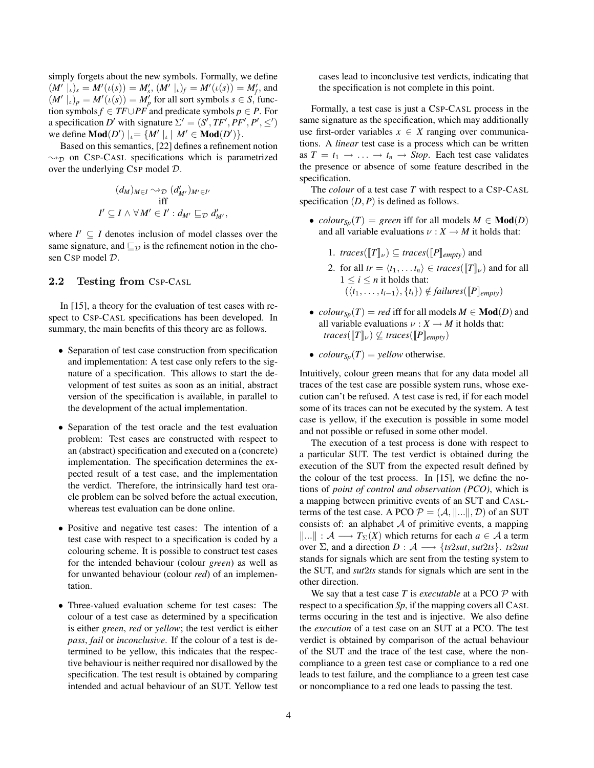simply forgets about the new symbols. Formally, we define $(M' \mid_\iota)_s = M'(\iota(s)) = M'_s$, $(M' \mid_\iota)_f = M'(\iota(s)) = M'_f$, and $(M' \mid_\iota)_p = M'(\iota(s)) = M'_p$ for all sort symbols $s \in S$, function symbols $f \in TF \cup PF$ and predicate symbols $p \in P$. For a specification $D'$ with signature $\Sigma' = (S', TF', PF', P', \leq')$ we define $\mathbf{Mod}(D') \mid_\iota = \{M' \mid_\iota \mid M' \in \mathbf{Mod}(D')\}$.

Based on this semantics, [22] defines a refinement notion $\rightsquigarrow_{\mathcal{D}}$ on CSP-CASL specifications which is parametrized over the underlying CSP model $\mathcal{D}$.

$$(d_M)_{M \in I} \rightsquigarrow_{\mathcal{D}} (d'_{M'})_{M' \in I'}$$
$$\text{iff}$$
$$I' \subseteq I \wedge \forall M' \in I' : d_{M'} \sqsubseteq_{\mathcal{D}} d'_{M'},$$

where $I' \subseteq I$ denotes inclusion of model classes over the same signature, and $\sqsubseteq_{\mathcal{D}}$ is the refinement notion in the chosen CSP model $\mathcal{D}$.

### 2.2 Testing from CSP-CASL

In [15], a theory for the evaluation of test cases with respect to CSP-CASL specifications has been developed. In summary, the main benefits of this theory are as follows.

- Separation of test case construction from specification and implementation: A test case only refers to the signature of a specification. This allows to start the development of test suites as soon as an initial, abstract version of the specification is available, in parallel to the development of the actual implementation.
- Separation of the test oracle and the test evaluation problem: Test cases are constructed with respect to an (abstract) specification and executed on a (concrete) implementation. The specification determines the expected result of a test case, and the implementation the verdict. Therefore, the intrinsically hard test oracle problem can be solved before the actual execution, whereas test evaluation can be done online.
- Positive and negative test cases: The intention of a test case with respect to a specification is coded by a colouring scheme. It is possible to construct test cases for the intended behaviour (colour *green*) as well as for unwanted behaviour (colour *red*) of an implementation.
- Three-valued evaluation scheme for test cases: The colour of a test case as determined by a specification is either *green*, *red* or *yellow*; the test verdict is either *pass*, *fail* or *inconclusive*. If the colour of a test is determined to be yellow, this indicates that the respective behaviour is neither required nor disallowed by the specification. The test result is obtained by comparing intended and actual behaviour of an SUT. Yellow test cases lead to inconclusive test verdicts, indicating that the specification is not complete in this point.

Formally, a test case is just a CSP-CASL process in the same signature as the specification, which may additionally use first-order variables $x \in X$ ranging over communications. A *linear* test case is a process which can be written as $T = t_1 \rightarrow \ldots \rightarrow t_n \rightarrow Stop$. Each test case validates the presence or absence of some feature described in the specification.

The *colour* of a test case $T$ with respect to a CSP-CASL specification $(D, P)$ is defined as follows.

- $colour_{Sp}(T) = green$ iff for all models $M \in \mathbf{Mod}(D)$ and all variable evaluations $\nu : X \rightarrow M$ it holds that:
  1. $traces([\![T]\!]_\nu) \subseteq traces([\![P]\!]_{empty})$ and
  2. for all $tr = \langle t_1, \ldots t_n \rangle \in traces([\![T]\!]_\nu)$ and for all $1 \leq i \leq n$ it holds that: $(\langle t_1, \ldots, t_{i-1} \rangle, \{t_i\}) \notin failures([\![P]\!]_{empty})$
- $colour_{Sp}(T) = red$ iff for all models $M \in \mathbf{Mod}(D)$ and all variable evaluations $\nu : X \rightarrow M$ it holds that: $traces([\![T]\!]_\nu) \not\subseteq traces([\![P]\!]_{empty})$
- $colour_{Sp}(T) = yellow$ otherwise.

Intuitively, colour green means that for any data model all traces of the test case are possible system runs, whose execution can't be refused. A test case is red, if for each model some of its traces can not be executed by the system. A test case is yellow, if the execution is possible in some model and not possible or refused in some other model.

The execution of a test process is done with respect to a particular SUT. The test verdict is obtained during the execution of the SUT from the expected result defined by the colour of the test process. In [15], we define the notions of *point of control and observation (PCO)*, which is a mapping between primitive events of an SUT and CASL-terms of the test case. A PCO $\mathcal{P} = (\mathcal{A}, \|...\|, \mathcal{D})$ of an SUT consists of: an alphabet $\mathcal{A}$ of primitive events, a mapping $\|...\| : \mathcal{A} \longrightarrow T_\Sigma(X)$ which returns for each $a \in \mathcal{A}$ a term over $\Sigma$, and a direction $D : \mathcal{A} \longrightarrow \{ts2sut, sut2ts\}$. *ts2sut* stands for signals which are sent from the testing system to the SUT, and *sut2ts* stands for signals which are sent in the other direction.

We say that a test case $T$ is *executable* at a PCO $\mathcal{P}$ with respect to a specification *Sp*, if the mapping covers all CASL terms occuring in the test and is injective. We also define the *execution* of a test case on an SUT at a PCO. The test verdict is obtained by comparison of the actual behaviour of the SUT and the trace of the test case, where the non-compliance to a green test case or compliance to a red one leads to test failure, and the compliance to a green test case or noncompliance to a red one leads to passing the test.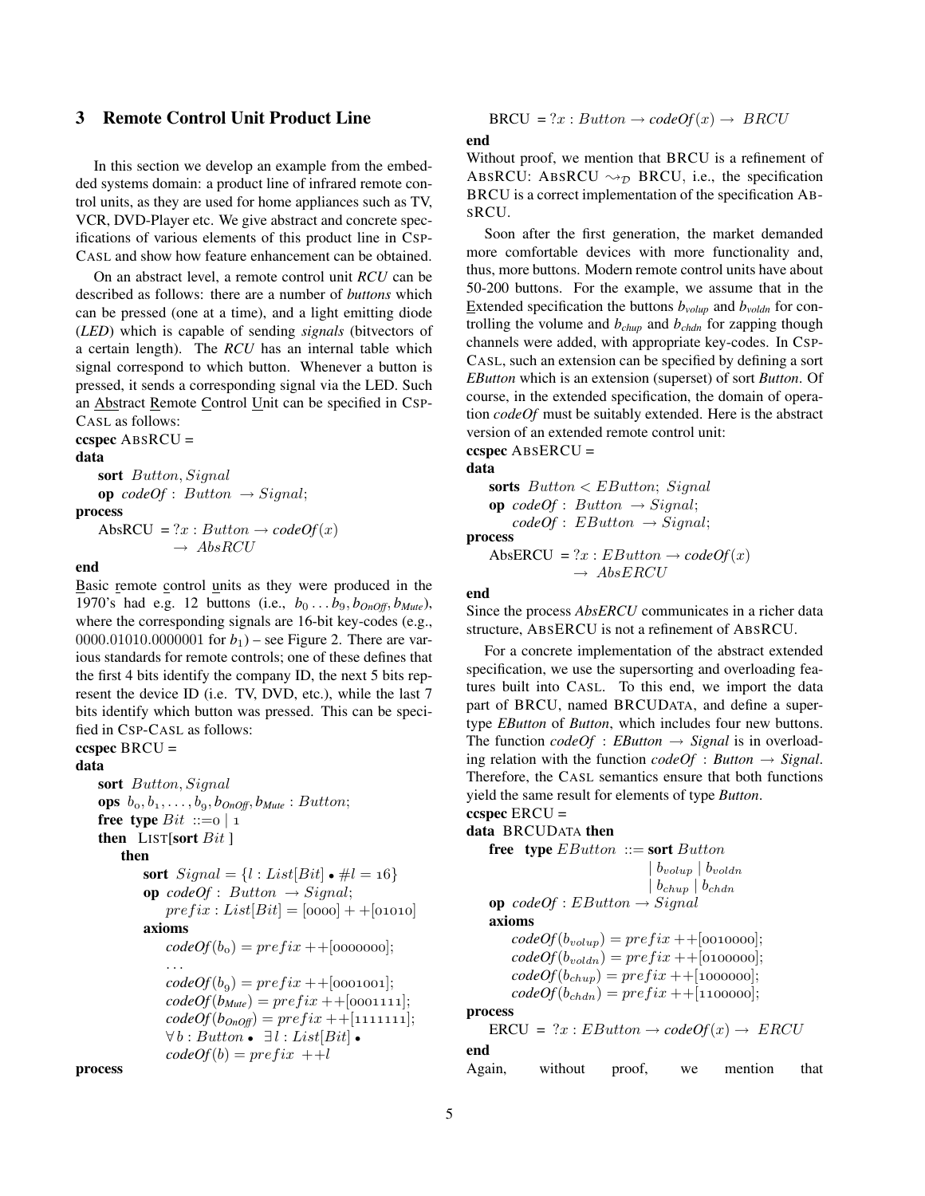## 3 Remote Control Unit Product Line

In this section we develop an example from the embedded systems domain: a product line of infrared remote control units, as they are used for home appliances such as TV, VCR, DVD-Player etc. We give abstract and concrete specifications of various elements of this product line in CSP-CASL and show how feature enhancement can be obtained.

On an abstract level, a remote control unit *RCU* can be described as follows: there are a number of *buttons* which can be pressed (one at a time), and a light emitting diode (*LED*) which is capable of sending *signals* (bitvectors of a certain length). The *RCU* has an internal table which signal correspond to which button. Whenever a button is pressed, it sends a corresponding signal via the LED. Such an Abstract Remote Control Unit can be specified in CSP-CASL as follows:

**ccspec** ABSRCU =
**data**
  **sort** $Button, Signal$
  **op** *codeOf* : $Button \rightarrow Signal$;
**process**
  AbsRCU = $?x : Button \rightarrow$ *codeOf*$(x)$
    $\rightarrow AbsRCU$
**end**

Basic remote control units as they were produced in the 1970's had e.g. 12 buttons (i.e., $b_0 \ldots b_9, b_{OnOff}, b_{Mute}$), where the corresponding signals are 16-bit key-codes (e.g., 0000.01010.0000001 for $b_1$) – see Figure 2. There are various standards for remote controls; one of these defines that the first 4 bits identify the company ID, the next 5 bits represent the device ID (i.e. TV, DVD, etc.), while the last 7 bits identify which button was pressed. This can be specified in CSP-CASL as follows:

**ccspec** BRCU =
**data**
  **sort** $Button, Signal$
  **ops** $b_0, b_1, \ldots, b_9, b_{OnOff}, b_{Mute} : Button$;
  **free type** $Bit ::= 0 \mid 1$
  **then** LIST[**sort** $Bit$ ]
    **then**
      **sort** $Signal = \{l : List[Bit] \bullet \#l = 16\}$
      **op** *codeOf* : $Button \rightarrow Signal$;
        $prefix : List[Bit] = [0000] ++ [01010]$
      **axioms**
        *codeOf*$(b_0) = prefix ++ [0000000]$;
        ...
        *codeOf*$(b_9) = prefix ++ [0001001]$;
        *codeOf*$(b_{Mute}) = prefix ++ [0001111]$;
        *codeOf*$(b_{OnOff}) = prefix ++ [1111111]$;
        $\forall b : Button \bullet \; \exists l : List[Bit] \bullet$
        *codeOf*$(b) = prefix \; ++ l$
**process**
  BRCU = $?x : Button \rightarrow$ *codeOf*$(x) \rightarrow BRCU$
**end**

Without proof, we mention that BRCU is a refinement of ABSRCU: ABSRCU $\rightsquigarrow_{\mathcal{D}}$ BRCU, i.e., the specification BRCU is a correct implementation of the specification ABSRCU.

Soon after the first generation, the market demanded more comfortable devices with more functionality and, thus, more buttons. Modern remote control units have about 50-200 buttons. For the example, we assume that in the Extended specification the buttons $b_{volup}$ and $b_{voldn}$ for controlling the volume and $b_{chup}$ and $b_{chdn}$ for zapping though channels were added, with appropriate key-codes. In CSP-CASL, such an extension can be specified by defining a sort *EButton* which is an extension (superset) of sort *Button*. Of course, in the extended specification, the domain of operation *codeOf* must be suitably extended. Here is the abstract version of an extended remote control unit:

**ccspec** ABSERCU =
**data**
  **sorts** $Button < EButton$; $Signal$
  **op** *codeOf* : $Button \rightarrow Signal$;
    *codeOf* : $EButton \rightarrow Signal$;
**process**
  AbsERCU = $?x : EButton \rightarrow$ *codeOf*$(x)$
    $\rightarrow AbsERCU$
**end**

Since the process *AbsERCU* communicates in a richer data structure, ABSERCU is not a refinement of ABSRCU.

For a concrete implementation of the abstract extended specification, we use the supersorting and overloading features built into CASL. To this end, we import the data part of BRCU, named BRCUDATA, and define a supertype *EButton* of *Button*, which includes four new buttons. The function *codeOf* : *EButton* $\rightarrow$ *Signal* is in overloading relation with the function *codeOf* : *Button* $\rightarrow$ *Signal*. Therefore, the CASL semantics ensure that both functions yield the same result for elements of type *Button*.

**ccspec** ERCU =
**data** BRCUDATA **then**
  **free type** $EButton$ ::= **sort** $Button$
    $\mid b_{volup} \mid b_{voldn}$
    $\mid b_{chup} \mid b_{chdn}$
  **op** *codeOf* : $EButton \rightarrow Signal$
  **axioms**
    *codeOf*$(b_{volup}) = prefix ++ [0010000]$;
    *codeOf*$(b_{voldn}) = prefix ++ [0100000]$;
    *codeOf*$(b_{chup}) = prefix ++ [1000000]$;
    *codeOf*$(b_{chdn}) = prefix ++ [1100000]$;
**process**
  ERCU = $?x : EButton \rightarrow$ *codeOf*$(x) \rightarrow ERCU$
**end**

Again, without proof, we mention that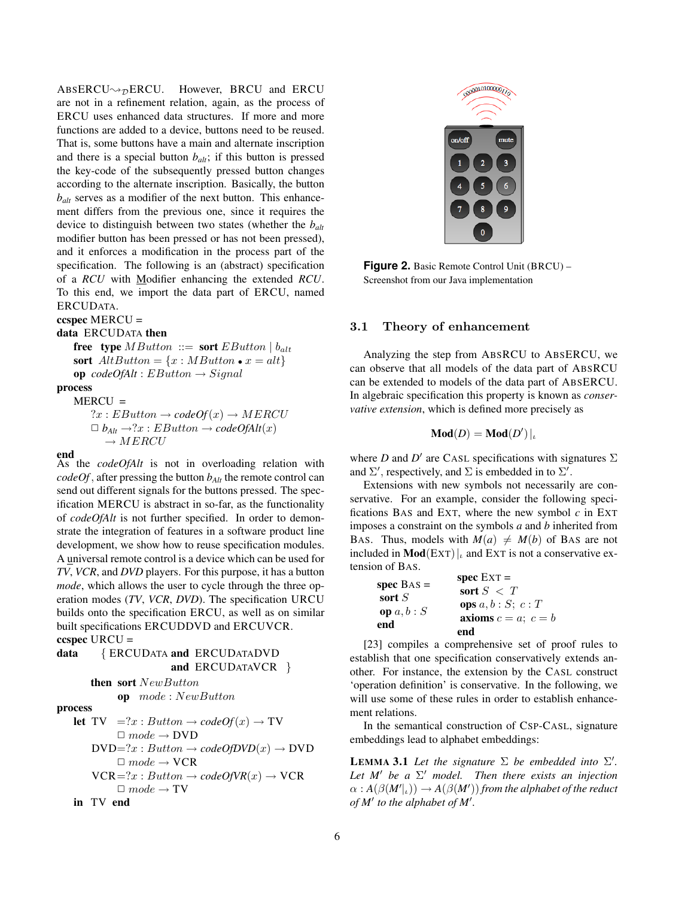ABSERCU$\rightsquigarrow_{\mathcal{D}}$ERCU. However, BRCU and ERCU are not in a refinement relation, again, as the process of ERCU uses enhanced data structures. If more and more functions are added to a device, buttons need to be reused. That is, some buttons have a main and alternate inscription and there is a special button $b_{alt}$; if this button is pressed the key-code of the subsequently pressed button changes according to the alternate inscription. Basically, the button $b_{alt}$ serves as a modifier of the next button. This enhancement differs from the previous one, since it requires the device to distinguish between two states (whether the $b_{alt}$ modifier button has been pressed or has not been pressed), and it enforces a modification in the process part of the specification. The following is an (abstract) specification of a *RCU* with Modifier enhancing the extended *RCU*. To this end, we import the data part of ERCU, named ERCUDATA.

**ccspec** MERCU =
**data** ERCUDATA **then**
  **free type** $MButton$ ::= **sort** $EButton \mid b_{alt}$
  **sort** $AltButton = \{x : MButton \bullet x = alt\}$
  **op** $codeOfAlt : EButton \rightarrow Signal$
**process**
  MERCU =
   $?x : EButton \rightarrow codeOf(x) \rightarrow MERCU$
   $\Box\ b_{Alt} \rightarrow ?x : EButton \rightarrow codeOfAlt(x)$
    $\rightarrow MERCU$
**end**

As the *codeOfAlt* is not in overloading relation with *codeOf*, after pressing the button $b_{Alt}$ the remote control can send out different signals for the buttons pressed. The specification MERCU is abstract in so-far, as the functionality of *codeOfAlt* is not further specified. In order to demonstrate the integration of features in a software product line development, we show how to reuse specification modules. A universal remote control is a device which can be used for *TV*, *VCR*, and *DVD* players. For this purpose, it has a button *mode*, which allows the user to cycle through the three operation modes (*TV*, *VCR*, *DVD*). The specification URCU builds onto the specification ERCU, as well as on similar built specifications ERCUDDVD and ERCUVCR.

**ccspec** URCU =
**data** { ERCUDATA **and** ERCUDATADVD
    **and** ERCUDATAVCR }
  **then sort** $NewButton$
    **op** $mode : NewButton$
**process**
  **let** TV $=?x : Button \rightarrow codeOf(x) \rightarrow$ TV
     $\Box\ mode \rightarrow$ DVD
   DVD$=?x : Button \rightarrow codeOfDVD(x) \rightarrow$ DVD
     $\Box\ mode \rightarrow$ VCR
   VCR$=?x : Button \rightarrow codeOfVR(x) \rightarrow$ VCR
     $\Box\ mode \rightarrow$ TV
  **in** TV **end**

**Figure 2.** Basic Remote Control Unit (BRCU) – Screenshot from our Java implementation

## 3.1 Theory of enhancement

Analyzing the step from ABSRCU to ABSERCU, we can observe that all models of the data part of ABSRCU can be extended to models of the data part of ABSERCU. In algebraic specification this property is known as *conservative extension*, which is defined more precisely as

$$\mathbf{Mod}(D) = \mathbf{Mod}(D')|_{\iota}$$

where $D$ and $D'$ are CASL specifications with signatures $\Sigma$ and $\Sigma'$, respectively, and $\Sigma$ is embedded in to $\Sigma'$.

Extensions with new symbols not necessarily are conservative. For an example, consider the following specifications BAS and EXT, where the new symbol $c$ in EXT imposes a constraint on the symbols $a$ and $b$ inherited from BAS. Thus, models with $M(a) \neq M(b)$ of BAS are not included in $\mathbf{Mod}(\text{EXT})|_{\iota}$ and EXT is not a conservative extension of BAS.

**spec** BAS =
 **sort** $S$
 **op** $a, b : S$
**end**

**spec** EXT =
 **sort** $S < T$
 **ops** $a, b : S;\ c : T$
 **axioms** $c = a;\ c = b$
**end**

[23] compiles a comprehensive set of proof rules to establish that one specification conservatively extends another. For instance, the extension by the CASL construct 'operation definition' is conservative. In the following, we will use some of these rules in order to establish enhancement relations.

In the semantical construction of CSP-CASL, signature embeddings lead to alphabet embeddings:

**LEMMA 3.1** *Let the signature $\Sigma$ be embedded into $\Sigma'$. Let $M'$ be a $\Sigma'$ model. Then there exists an injection $\alpha : A(\beta(M'|_{\iota})) \rightarrow A(\beta(M'))$ from the alphabet of the reduct of $M'$ to the alphabet of $M'$.*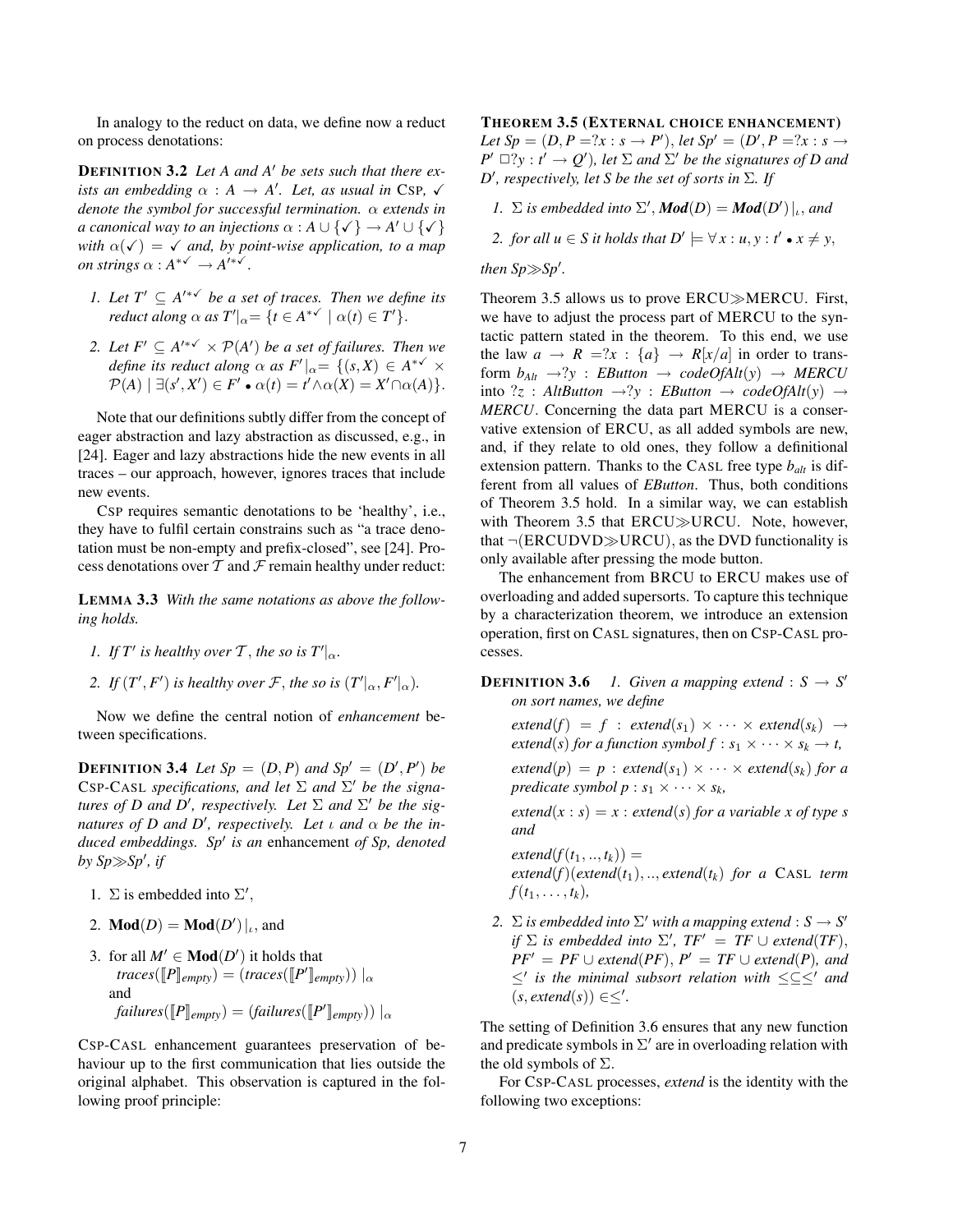In analogy to the reduct on data, we define now a reduct on process denotations:

**Definition 3.2** *Let $A$ and $A'$ be sets such that there exists an embedding $\alpha : A \to A'$. Let, as usual in* CSP*, $\checkmark$ denote the symbol for successful termination. $\alpha$ extends in a canonical way to an injections $\alpha : A \cup \{\checkmark\} \to A' \cup \{\checkmark\}$ with $\alpha(\checkmark) = \checkmark$ and, by point-wise application, to a map on strings $\alpha : A^{*\checkmark} \to A'^{*\checkmark}$.*

1. *Let $T' \subseteq A'^{*\checkmark}$ be a set of traces. Then we define its reduct along $\alpha$ as $T'|_\alpha = \{t \in A^{*\checkmark} \mid \alpha(t) \in T'\}$.*
2. *Let $F' \subseteq A'^{*\checkmark} \times \mathcal{P}(A')$ be a set of failures. Then we define its reduct along $\alpha$ as $F'|_\alpha = \{(s,X) \in A^{*\checkmark} \times \mathcal{P}(A) \mid \exists (s',X') \in F' \bullet \alpha(t) = t' \wedge \alpha(X) = X' \cap \alpha(A)\}$.*

Note that our definitions subtly differ from the concept of eager abstraction and lazy abstraction as discussed, e.g., in [24]. Eager and lazy abstractions hide the new events in all traces – our approach, however, ignores traces that include new events.

CSP requires semantic denotations to be 'healthy', i.e., they have to fulfil certain constrains such as "a trace denotation must be non-empty and prefix-closed", see [24]. Process denotations over $\mathcal{T}$ and $\mathcal{F}$ remain healthy under reduct:

**Lemma 3.3** *With the same notations as above the following holds.*

1. *If $T'$ is healthy over $\mathcal{T}$, the so is $T'|_\alpha$.*
2. *If $(T',F')$ is healthy over $\mathcal{F}$, the so is $(T'|_\alpha, F'|_\alpha)$.*

Now we define the central notion of *enhancement* between specifications.

**Definition 3.4** *Let $Sp = (D,P)$ and $Sp' = (D',P')$ be* CSP-CASL *specifications, and let $\Sigma$ and $\Sigma'$ be the signatures of $D$ and $D'$, respectively. Let $\Sigma$ and $\Sigma'$ be the signatures of $D$ and $D'$, respectively. Let $\iota$ and $\alpha$ be the induced embeddings. $Sp'$ is an* enhancement *of $Sp$, denoted by $Sp \gg Sp'$, if*

1. $\Sigma$ is embedded into $\Sigma'$,
2. $\mathbf{Mod}(D) = \mathbf{Mod}(D')|_\iota$, and
3. for all $M' \in \mathbf{Mod}(D')$ it holds that
   $traces([\![P]\!]_{empty}) = (traces([\![P']\!]_{empty}))\ |_\alpha$
   and
   $failures([\![P]\!]_{empty}) = (failures([\![P']\!]_{empty}))\ |_\alpha$

CSP-CASL enhancement guarantees preservation of behaviour up to the first communication that lies outside the original alphabet. This observation is captured in the following proof principle:

**Theorem 3.5 (External choice enhancement)** *Let $Sp = (D, P = ?x : s \to P')$, let $Sp' = (D', P = ?x : s \to P' \,\square\, ?y : t' \to Q')$, let $\Sigma$ and $\Sigma'$ be the signatures of $D$ and $D'$, respectively, let $S$ be the set of sorts in $\Sigma$. If*

1. *$\Sigma$ is embedded into $\Sigma'$, $\mathbf{Mod}(D) = \mathbf{Mod}(D')|_\iota$, and*
2. *for all $u \in S$ it holds that $D' \models \forall\, x : u, y : t' \bullet x \neq y$,*

*then $Sp \gg Sp'$.*

Theorem 3.5 allows us to prove ERCU$\gg$MERCU. First, we have to adjust the process part of MERCU to the syntactic pattern stated in the theorem. To this end, we use the law $a \to R = ?x : \{a\} \to R[x/a]$ in order to transform $b_{Alt} \to ?y : EButton \to codeOfAlt(y) \to MERCU$ into $?z : AltButton \to ?y : EButton \to codeOfAlt(y) \to MERCU$. Concerning the data part MERCU is a conservative extension of ERCU, as all added symbols are new, and, if they relate to old ones, they follow a definitional extension pattern. Thanks to the CASL free type $b_{alt}$ is different from all values of *EButton*. Thus, both conditions of Theorem 3.5 hold. In a similar way, we can establish with Theorem 3.5 that ERCU$\gg$URCU. Note, however, that $\neg$(ERCUDVD$\gg$URCU), as the DVD functionality is only available after pressing the mode button.

The enhancement from BRCU to ERCU makes use of overloading and added supersorts. To capture this technique by a characterization theorem, we introduce an extension operation, first on CASL signatures, then on CSP-CASL processes.

**Definition 3.6** *1. Given a mapping $extend : S \to S'$ on sort names, we define*

*$extend(f) = f : extend(s_1) \times \cdots \times extend(s_k) \to extend(s)$ for a function symbol $f : s_1 \times \cdots \times s_k \to t$,*

*$extend(p) = p : extend(s_1) \times \cdots \times extend(s_k)$ for a predicate symbol $p : s_1 \times \cdots \times s_k$,*

*$extend(x : s) = x : extend(s)$ for a variable $x$ of type $s$ and*

*$extend(f(t_1,..,t_k)) = extend(f)(extend(t_1),..,extend(t_k))$ for a* CASL *term $f(t_1,\ldots,t_k)$,*

*2. $\Sigma$ is embedded into $\Sigma'$ with a mapping $extend : S \to S'$ if $\Sigma$ is embedded into $\Sigma'$, $TF' = TF \cup extend(TF)$, $PF' = PF \cup extend(PF)$, $P' = TF \cup extend(P)$, and $\leq'$ is the minimal subsort relation with $\leq \subseteq \leq'$ and $(s, extend(s)) \in \leq'$.*

The setting of Definition 3.6 ensures that any new function and predicate symbols in $\Sigma'$ are in overloading relation with the old symbols of $\Sigma$.

For CSP-CASL processes, *extend* is the identity with the following two exceptions: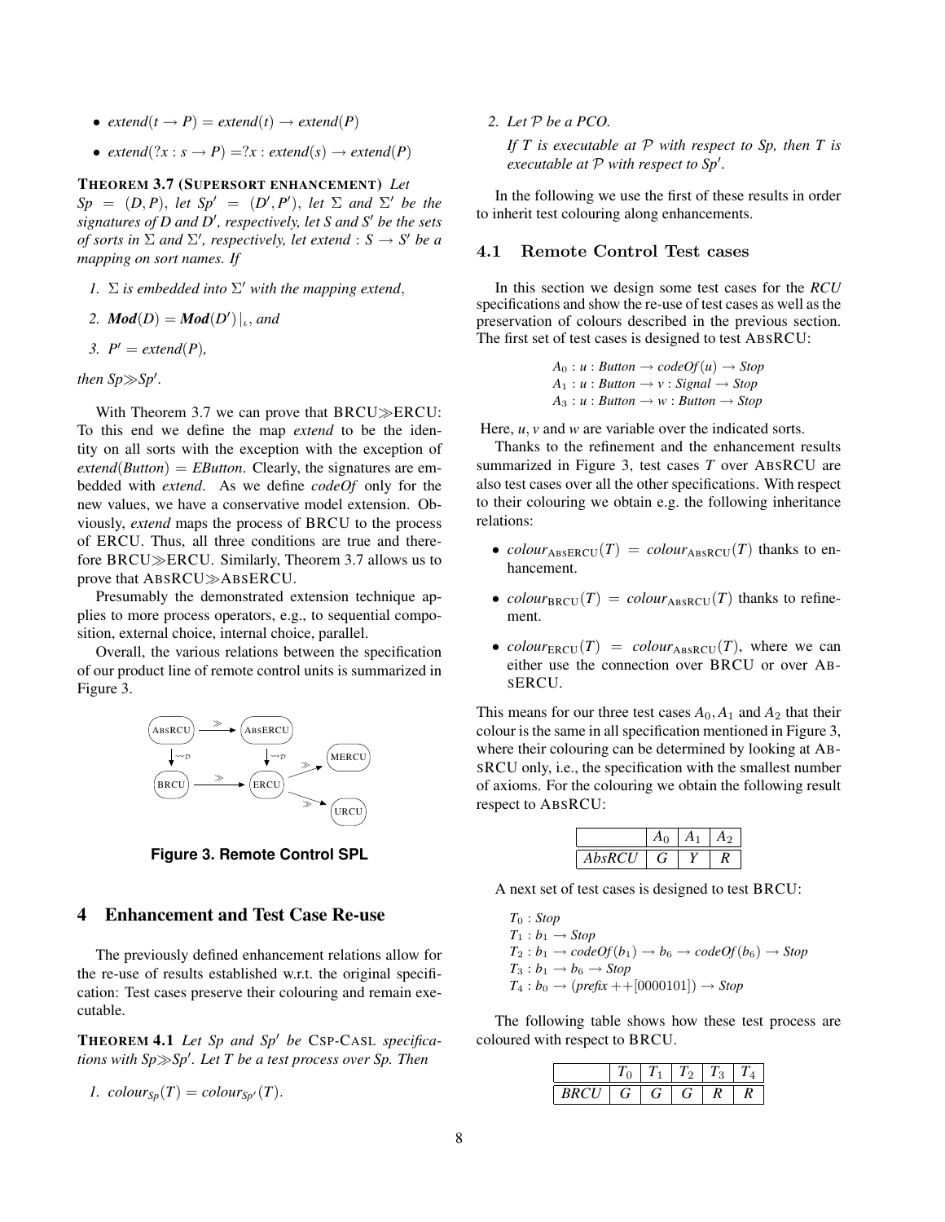- $extend(t \to P) = extend(t) \to extend(P)$
- $extend(?x : s \to P) = ?x : extend(s) \to extend(P)$

**THEOREM 3.7 (SUPERSORT ENHANCEMENT)** *Let $Sp = (D,P)$, let $Sp' = (D',P')$, let $\Sigma$ and $\Sigma'$ be the signatures of $D$ and $D'$, respectively, let $S$ and $S'$ be the sets of sorts in $\Sigma$ and $\Sigma'$, respectively, let $extend : S \to S'$ be a mapping on sort names. If*

1. *$\Sigma$ is embedded into $\Sigma'$ with the mapping extend,*
2. *$\mathbf{Mod}(D) = \mathbf{Mod}(D')|_\iota$, and*
3. *$P' = extend(P)$,*

*then $Sp \gg Sp'$.*

With Theorem 3.7 we can prove that BRCU$\gg$ERCU: To this end we define the map *extend* to be the identity on all sorts with the exception with the exception of $extend(Button) = EButton$. Clearly, the signatures are embedded with *extend*. As we define *codeOf* only for the new values, we have a conservative model extension. Obviously, *extend* maps the process of BRCU to the process of ERCU. Thus, all three conditions are true and therefore BRCU$\gg$ERCU. Similarly, Theorem 3.7 allows us to prove that ABSRCU$\gg$ABSERCU.

Presumably the demonstrated extension technique applies to more process operators, e.g., to sequential composition, external choice, internal choice, parallel.

Overall, the various relations between the specification of our product line of remote control units is summarized in Figure 3.

ABSRCU
ABSERCU
BRCU
ERCU
MERCU
URCU
$\gg$
$\rightsquigarrow_{\mathcal{D}}$

**Figure 3. Remote Control SPL**

## 4 Enhancement and Test Case Re-use

The previously defined enhancement relations allow for the re-use of results established w.r.t. the original specification: Test cases preserve their colouring and remain executable.

**THEOREM 4.1** *Let $Sp$ and $Sp'$ be* CSP-CASL *specifications with $Sp \gg Sp'$. Let $T$ be a test process over $Sp$. Then*

1. *$colour_{Sp}(T) = colour_{Sp'}(T)$.*
2. *Let $\mathcal{P}$ be a PCO.*

   *If $T$ is executable at $\mathcal{P}$ with respect to Sp, then $T$ is executable at $\mathcal{P}$ with respect to $Sp'$.*

In the following we use the first of these results in order to inherit test colouring along enhancements.

### 4.1 Remote Control Test cases

In this section we design some test cases for the *RCU* specifications and show the re-use of test cases as well as the preservation of colours described in the previous section. The first set of test cases is designed to test ABSRCU:

$$A_0 : u : Button \to codeOf(u) \to Stop$$
$$A_1 : u : Button \to v : Signal \to Stop$$
$$A_3 : u : Button \to w : Button \to Stop$$

Here, $u$, $v$ and $w$ are variable over the indicated sorts.

Thanks to the refinement and the enhancement results summarized in Figure 3, test cases $T$ over ABSRCU are also test cases over all the other specifications. With respect to their colouring we obtain e.g. the following inheritance relations:

- $colour_{\text{ABSERCU}}(T) = colour_{\text{ABSRCU}}(T)$ thanks to enhancement.
- $colour_{\text{BRCU}}(T) = colour_{\text{ABSRCU}}(T)$ thanks to refinement.
- $colour_{\text{ERCU}}(T) = colour_{\text{ABSRCU}}(T)$, where we can either use the connection over BRCU or over ABSERCU.

This means for our three test cases $A_0, A_1$ and $A_2$ that their colour is the same in all specification mentioned in Figure 3, where their colouring can be determined by looking at ABSRCU only, i.e., the specification with the smallest number of axioms. For the colouring we obtain the following result respect to ABSRCU:

| | $A_0$ | $A_1$ | $A_2$ |
|---|---|---|---|
| *AbsRCU* | $G$ | $Y$ | $R$ |

A next set of test cases is designed to test BRCU:

$T_0 : Stop$
$T_1 : b_1 \to Stop$
$T_2 : b_1 \to codeOf(b_1) \to b_6 \to codeOf(b_6) \to Stop$
$T_3 : b_1 \to b_6 \to Stop$
$T_4 : b_0 \to (prefix ++[0000101]) \to Stop$

The following table shows how these test process are coloured with respect to BRCU.

| | $T_0$ | $T_1$ | $T_2$ | $T_3$ | $T_4$ |
|---|---|---|---|---|---|
| *BRCU* | $G$ | $G$ | $G$ | $R$ | $R$ |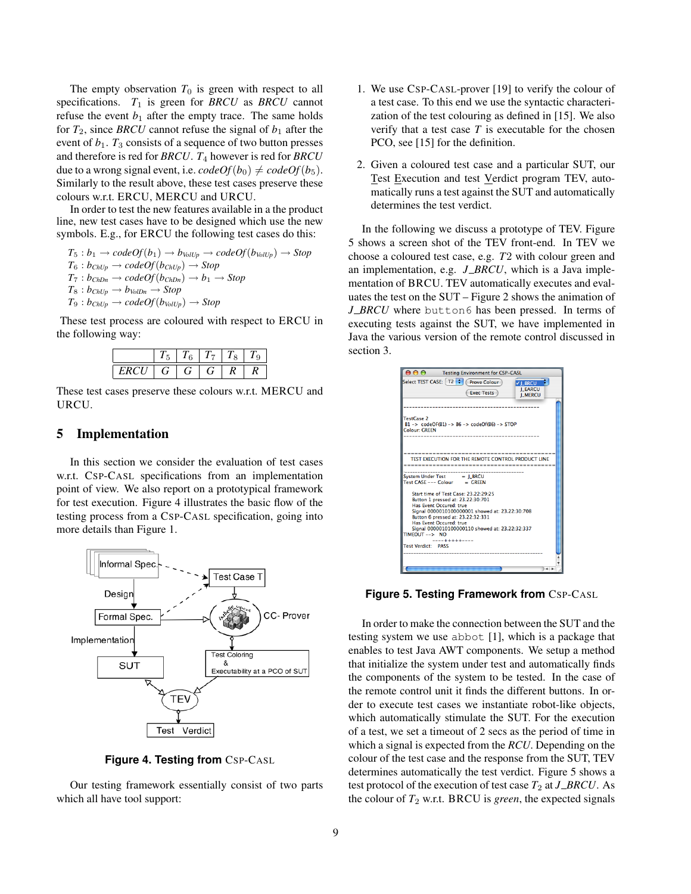The empty observation $T_0$ is green with respect to all specifications. $T_1$ is green for *BRCU* as *BRCU* cannot refuse the event $b_1$ after the empty trace. The same holds for $T_2$, since *BRCU* cannot refuse the signal of $b_1$ after the event of $b_1$. $T_3$ consists of a sequence of two button presses and therefore is red for *BRCU*. $T_4$ however is red for *BRCU* due to a wrong signal event, i.e. $codeOf(b_0) \neq codeOf(b_5)$. Similarly to the result above, these test cases preserve these colours w.r.t. ERCU, MERCU and URCU.

In order to test the new features available in a the product line, new test cases have to be designed which use the new symbols. E.g., for ERCU the following test cases do this:

$T_5 : b_1 \rightarrow codeOf(b_1) \rightarrow b_{VolUp} \rightarrow codeOf(b_{VolUp}) \rightarrow Stop$
$T_6 : b_{ChUp} \rightarrow codeOf(b_{ChUp}) \rightarrow Stop$
$T_7 : b_{ChDn} \rightarrow codeOf(b_{ChDn}) \rightarrow b_1 \rightarrow Stop$
$T_8 : b_{ChUp} \rightarrow b_{VolDn} \rightarrow Stop$
$T_9 : b_{ChUp} \rightarrow codeOf(b_{VolUp}) \rightarrow Stop$

These test process are coloured with respect to ERCU in the following way:

| | $T_5$ | $T_6$ | $T_7$ | $T_8$ | $T_9$ |
|---|---|---|---|---|---|
| *ERCU* | $G$ | $G$ | $G$ | $R$ | $R$ |

These test cases preserve these colours w.r.t. MERCU and URCU.

## 5 Implementation

In this section we consider the evaluation of test cases w.r.t. CSP-CASL specifications from an implementation point of view. We also report on a prototypical framework for test execution. Figure 4 illustrates the basic flow of the testing process from a CSP-CASL specification, going into more details than Figure 1.

Informal Spec.
Test Case T
Design
Formal Spec.
CC- Prover
Implementation
SUT
Test Coloring & Executability at a PCO of SUT
TEV
Test Verdict

**Figure 4. Testing from CSP-CASL**

Our testing framework essentially consist of two parts which all have tool support:

1. We use CSP-CASL-prover [19] to verify the colour of a test case. To this end we use the syntactic characterization of the test colouring as defined in [15]. We also verify that a test case $T$ is executable for the chosen PCO, see [15] for the definition.

2. Given a coloured test case and a particular SUT, our Test Execution and test Verdict program TEV, automatically runs a test against the SUT and automatically determines the test verdict.

In the following we discuss a prototype of TEV. Figure 5 shows a screen shot of the TEV front-end. In TEV we choose a coloured test case, e.g. $T2$ with colour green and an implementation, e.g. *J_BRCU*, which is a Java implementation of BRCU. TEV automatically executes and evaluates the test on the SUT – Figure 2 shows the animation of *J_BRCU* where button6 has been pressed. In terms of executing tests against the SUT, we have implemented in Java the various version of the remote control discussed in section 3.

**Figure 5. Testing Framework from CSP-CASL**

In order to make the connection between the SUT and the testing system we use abbot [1], which is a package that enables to test Java AWT components. We setup a method that initialize the system under test and automatically finds the components of the system to be tested. In the case of the remote control unit it finds the different buttons. In order to execute test cases we instantiate robot-like objects, which automatically stimulate the SUT. For the execution of a test, we set a timeout of 2 secs as the period of time in which a signal is expected from the *RCU*. Depending on the colour of the test case and the response from the SUT, TEV determines automatically the test verdict. Figure 5 shows a test protocol of the execution of test case $T_2$ at *J_BRCU*. As the colour of $T_2$ w.r.t. BRCU is *green*, the expected signals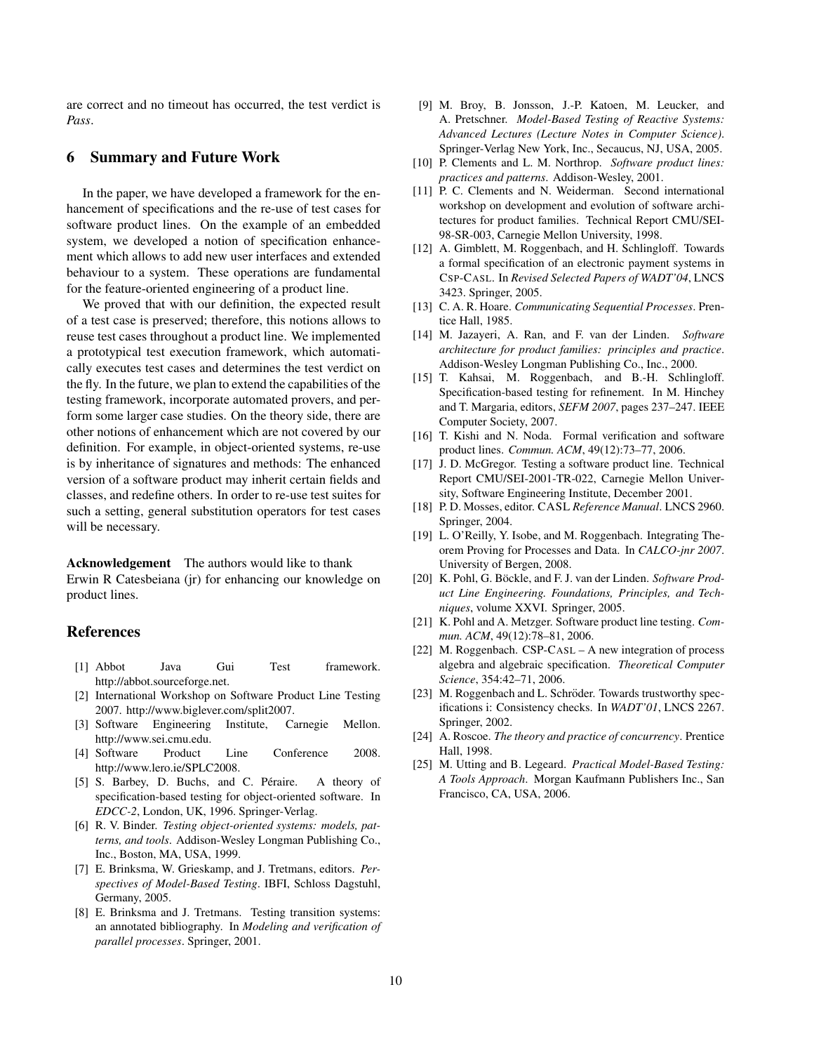are correct and no timeout has occurred, the test verdict is *Pass*.

## 6 Summary and Future Work

In the paper, we have developed a framework for the enhancement of specifications and the re-use of test cases for software product lines. On the example of an embedded system, we developed a notion of specification enhancement which allows to add new user interfaces and extended behaviour to a system. These operations are fundamental for the feature-oriented engineering of a product line.

We proved that with our definition, the expected result of a test case is preserved; therefore, this notions allows to reuse test cases throughout a product line. We implemented a prototypical test execution framework, which automatically executes test cases and determines the test verdict on the fly. In the future, we plan to extend the capabilities of the testing framework, incorporate automated provers, and perform some larger case studies. On the theory side, there are other notions of enhancement which are not covered by our definition. For example, in object-oriented systems, re-use is by inheritance of signatures and methods: The enhanced version of a software product may inherit certain fields and classes, and redefine others. In order to re-use test suites for such a setting, general substitution operators for test cases will be necessary.

**Acknowledgement** The authors would like to thank Erwin R Catesbeiana (jr) for enhancing our knowledge on product lines.

## References

[1] Abbot Java Gui Test framework. http://abbot.sourceforge.net.

[2] International Workshop on Software Product Line Testing 2007. http://www.biglever.com/split2007.

[3] Software Engineering Institute, Carnegie Mellon. http://www.sei.cmu.edu.

[4] Software Product Line Conference 2008. http://www.lero.ie/SPLC2008.

[5] S. Barbey, D. Buchs, and C. Péraire. A theory of specification-based testing for object-oriented software. In *EDCC-2*, London, UK, 1996. Springer-Verlag.

[6] R. V. Binder. *Testing object-oriented systems: models, patterns, and tools*. Addison-Wesley Longman Publishing Co., Inc., Boston, MA, USA, 1999.

[7] E. Brinksma, W. Grieskamp, and J. Tretmans, editors. *Perspectives of Model-Based Testing*. IBFI, Schloss Dagstuhl, Germany, 2005.

[8] E. Brinksma and J. Tretmans. Testing transition systems: an annotated bibliography. In *Modeling and verification of parallel processes*. Springer, 2001.

[9] M. Broy, B. Jonsson, J.-P. Katoen, M. Leucker, and A. Pretschner. *Model-Based Testing of Reactive Systems: Advanced Lectures (Lecture Notes in Computer Science)*. Springer-Verlag New York, Inc., Secaucus, NJ, USA, 2005.

[10] P. Clements and L. M. Northrop. *Software product lines: practices and patterns*. Addison-Wesley, 2001.

[11] P. C. Clements and N. Weiderman. Second international workshop on development and evolution of software architectures for product families. Technical Report CMU/SEI-98-SR-003, Carnegie Mellon University, 1998.

[12] A. Gimblett, M. Roggenbach, and H. Schlingloff. Towards a formal specification of an electronic payment systems in CSP-CASL. In *Revised Selected Papers of WADT'04*, LNCS 3423. Springer, 2005.

[13] C. A. R. Hoare. *Communicating Sequential Processes*. Prentice Hall, 1985.

[14] M. Jazayeri, A. Ran, and F. van der Linden. *Software architecture for product families: principles and practice*. Addison-Wesley Longman Publishing Co., Inc., 2000.

[15] T. Kahsai, M. Roggenbach, and B.-H. Schlingloff. Specification-based testing for refinement. In M. Hinchey and T. Margaria, editors, *SEFM 2007*, pages 237–247. IEEE Computer Society, 2007.

[16] T. Kishi and N. Noda. Formal verification and software product lines. *Commun. ACM*, 49(12):73–77, 2006.

[17] J. D. McGregor. Testing a software product line. Technical Report CMU/SEI-2001-TR-022, Carnegie Mellon University, Software Engineering Institute, December 2001.

[18] P. D. Mosses, editor. CASL *Reference Manual*. LNCS 2960. Springer, 2004.

[19] L. O'Reilly, Y. Isobe, and M. Roggenbach. Integrating Theorem Proving for Processes and Data. In *CALCO-jnr 2007*. University of Bergen, 2008.

[20] K. Pohl, G. Böckle, and F. J. van der Linden. *Software Product Line Engineering. Foundations, Principles, and Techniques*, volume XXVI. Springer, 2005.

[21] K. Pohl and A. Metzger. Software product line testing. *Commun. ACM*, 49(12):78–81, 2006.

[22] M. Roggenbach. CSP-CASL – A new integration of process algebra and algebraic specification. *Theoretical Computer Science*, 354:42–71, 2006.

[23] M. Roggenbach and L. Schröder. Towards trustworthy specifications i: Consistency checks. In *WADT'01*, LNCS 2267. Springer, 2002.

[24] A. Roscoe. *The theory and practice of concurrency*. Prentice Hall, 1998.

[25] M. Utting and B. Legeard. *Practical Model-Based Testing: A Tools Approach*. Morgan Kaufmann Publishers Inc., San Francisco, CA, USA, 2006.